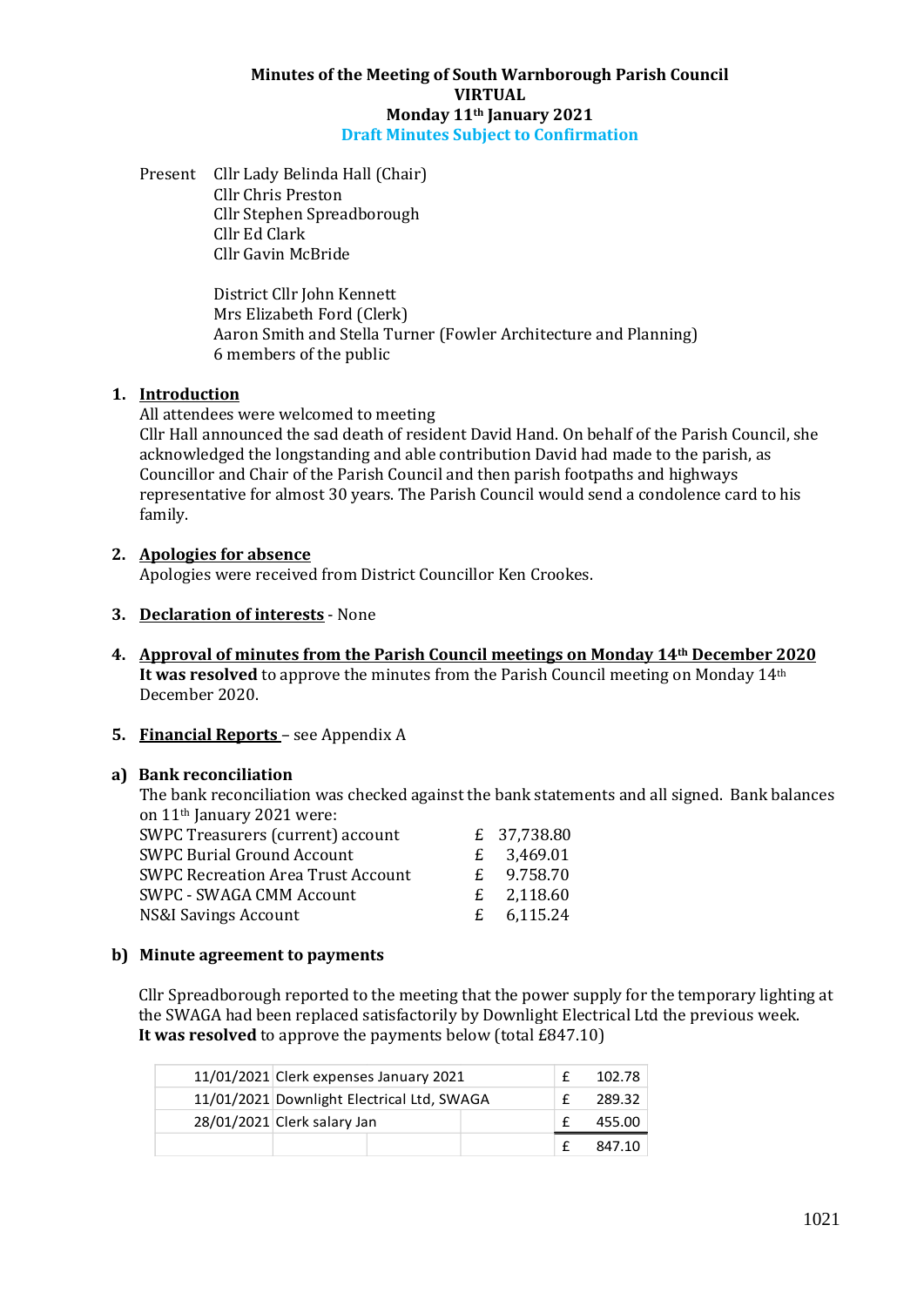**Minutes of the Meeting of South Warnborough Parish Council**
**VIRTUAL**
**Monday 11th January 2021**
**Draft Minutes Subject to Confirmation**

Present
Cllr Lady Belinda Hall (Chair)
Cllr Chris Preston
Cllr Stephen Spreadborough
Cllr Ed Clark
Cllr Gavin McBride

District Cllr John Kennett
Mrs Elizabeth Ford (Clerk)
Aaron Smith and Stella Turner (Fowler Architecture and Planning)
6 members of the public

1. **Introduction**
All attendees were welcomed to meeting
Cllr Hall announced the sad death of resident David Hand. On behalf of the Parish Council, she acknowledged the longstanding and able contribution David had made to the parish, as Councillor and Chair of the Parish Council and then parish footpaths and highways representative for almost 30 years. The Parish Council would send a condolence card to his family.

2. **Apologies for absence**
Apologies were received from District Councillor Ken Crookes.

3. **Declaration of interests** - None

4. **Approval of minutes from the Parish Council meetings on Monday 14th December 2020**
**It was resolved** to approve the minutes from the Parish Council meeting on Monday 14th December 2020.

5. **Financial Reports** – see Appendix A

**a) Bank reconciliation**

The bank reconciliation was checked against the bank statements and all signed. Bank balances on 11th January 2021 were:

| | | |
|---|---|---|
| SWPC Treasurers (current) account | £ | 37,738.80 |
| SWPC Burial Ground Account | £ | 3,469.01 |
| SWPC Recreation Area Trust Account | £ | 9.758.70 |
| SWPC - SWAGA CMM Account | £ | 2,118.60 |
| NS&I Savings Account | £ | 6,115.24 |

**b) Minute agreement to payments**

Cllr Spreadborough reported to the meeting that the power supply for the temporary lighting at the SWAGA had been replaced satisfactorily by Downlight Electrical Ltd the previous week.
**It was resolved** to approve the payments below (total £847.10)

| | | | |
|---|---|---|---|
| 11/01/2021 | Clerk expenses January 2021 | £ | 102.78 |
| 11/01/2021 | Downlight Electrical Ltd, SWAGA | £ | 289.32 |
| 28/01/2021 | Clerk salary Jan | £ | 455.00 |
| | | £ | 847.10 |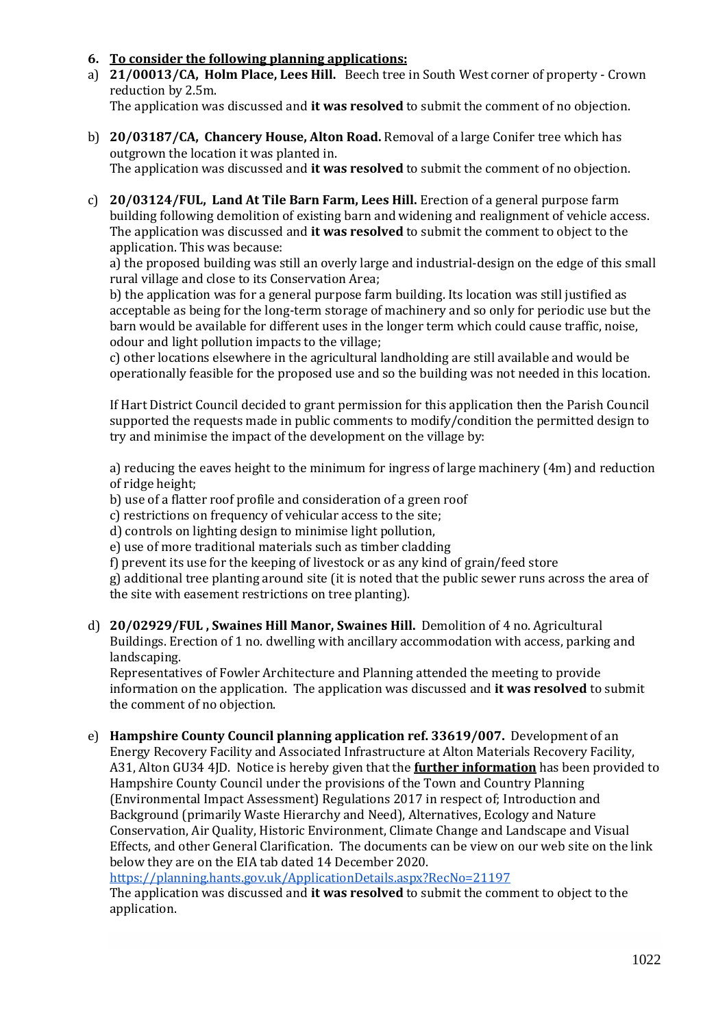6. **To consider the following planning applications:**

a) **21/00013/CA, Holm Place, Lees Hill.** Beech tree in South West corner of property - Crown reduction by 2.5m.
The application was discussed and **it was resolved** to submit the comment of no objection.

b) **20/03187/CA, Chancery House, Alton Road.** Removal of a large Conifer tree which has outgrown the location it was planted in.
The application was discussed and **it was resolved** to submit the comment of no objection.

c) **20/03124/FUL, Land At Tile Barn Farm, Lees Hill.** Erection of a general purpose farm building following demolition of existing barn and widening and realignment of vehicle access.
The application was discussed and **it was resolved** to submit the comment to object to the application. This was because:

a) the proposed building was still an overly large and industrial-design on the edge of this small rural village and close to its Conservation Area;

b) the application was for a general purpose farm building. Its location was still justified as acceptable as being for the long-term storage of machinery and so only for periodic use but the barn would be available for different uses in the longer term which could cause traffic, noise, odour and light pollution impacts to the village;

c) other locations elsewhere in the agricultural landholding are still available and would be operationally feasible for the proposed use and so the building was not needed in this location.

If Hart District Council decided to grant permission for this application then the Parish Council supported the requests made in public comments to modify/condition the permitted design to try and minimise the impact of the development on the village by:

a) reducing the eaves height to the minimum for ingress of large machinery (4m) and reduction of ridge height;
b) use of a flatter roof profile and consideration of a green roof
c) restrictions on frequency of vehicular access to the site;
d) controls on lighting design to minimise light pollution,
e) use of more traditional materials such as timber cladding
f) prevent its use for the keeping of livestock or as any kind of grain/feed store
g) additional tree planting around site (it is noted that the public sewer runs across the area of the site with easement restrictions on tree planting).

d) **20/02929/FUL , Swaines Hill Manor, Swaines Hill.** Demolition of 4 no. Agricultural Buildings. Erection of 1 no. dwelling with ancillary accommodation with access, parking and landscaping.
Representatives of Fowler Architecture and Planning attended the meeting to provide information on the application. The application was discussed and **it was resolved** to submit the comment of no objection.

e) **Hampshire County Council planning application ref. 33619/007.** Development of an Energy Recovery Facility and Associated Infrastructure at Alton Materials Recovery Facility, A31, Alton GU34 4JD. Notice is hereby given that the **further information** has been provided to Hampshire County Council under the provisions of the Town and Country Planning (Environmental Impact Assessment) Regulations 2017 in respect of; Introduction and Background (primarily Waste Hierarchy and Need), Alternatives, Ecology and Nature Conservation, Air Quality, Historic Environment, Climate Change and Landscape and Visual Effects, and other General Clarification. The documents can be view on our web site on the link below they are on the EIA tab dated 14 December 2020.
https://planning.hants.gov.uk/ApplicationDetails.aspx?RecNo=21197
The application was discussed and **it was resolved** to submit the comment to object to the application.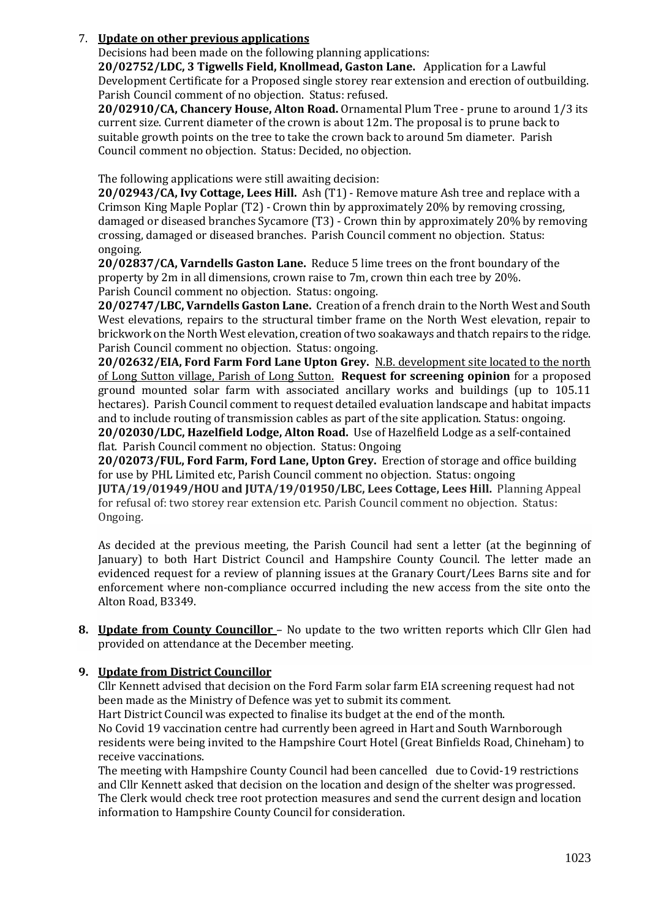7. **Update on other previous applications**

Decisions had been made on the following planning applications:

**20/02752/LDC, 3 Tigwells Field, Knollmead, Gaston Lane.** Application for a Lawful Development Certificate for a Proposed single storey rear extension and erection of outbuilding. Parish Council comment of no objection. Status: refused.

**20/02910/CA, Chancery House, Alton Road.** Ornamental Plum Tree - prune to around 1/3 its current size. Current diameter of the crown is about 12m. The proposal is to prune back to suitable growth points on the tree to take the crown back to around 5m diameter. Parish Council comment no objection. Status: Decided, no objection.

The following applications were still awaiting decision:

**20/02943/CA, Ivy Cottage, Lees Hill.** Ash (T1) - Remove mature Ash tree and replace with a Crimson King Maple Poplar (T2) - Crown thin by approximately 20% by removing crossing, damaged or diseased branches Sycamore (T3) - Crown thin by approximately 20% by removing crossing, damaged or diseased branches. Parish Council comment no objection. Status: ongoing.

**20/02837/CA, Varndells Gaston Lane.** Reduce 5 lime trees on the front boundary of the property by 2m in all dimensions, crown raise to 7m, crown thin each tree by 20%. Parish Council comment no objection. Status: ongoing.

**20/02747/LBC, Varndells Gaston Lane.** Creation of a french drain to the North West and South West elevations, repairs to the structural timber frame on the North West elevation, repair to brickwork on the North West elevation, creation of two soakaways and thatch repairs to the ridge. Parish Council comment no objection. Status: ongoing.

**20/02632/EIA, Ford Farm Ford Lane Upton Grey.** <u>N.B. development site located to the north of Long Sutton village, Parish of Long Sutton.</u> **Request for screening opinion** for a proposed ground mounted solar farm with associated ancillary works and buildings (up to 105.11 hectares). Parish Council comment to request detailed evaluation landscape and habitat impacts and to include routing of transmission cables as part of the site application. Status: ongoing.

**20/02030/LDC, Hazelfield Lodge, Alton Road.** Use of Hazelfield Lodge as a self-contained flat. Parish Council comment no objection. Status: Ongoing

**20/02073/FUL, Ford Farm, Ford Lane, Upton Grey.** Erection of storage and office building for use by PHL Limited etc, Parish Council comment no objection. Status: ongoing

**JUTA/19/01949/HOU and JUTA/19/01950/LBC, Lees Cottage, Lees Hill.** Planning Appeal for refusal of: two storey rear extension etc. Parish Council comment no objection. Status: Ongoing.

As decided at the previous meeting, the Parish Council had sent a letter (at the beginning of January) to both Hart District Council and Hampshire County Council. The letter made an evidenced request for a review of planning issues at the Granary Court/Lees Barns site and for enforcement where non-compliance occurred including the new access from the site onto the Alton Road, B3349.

8. **Update from County Councillor** – No update to the two written reports which Cllr Glen had provided on attendance at the December meeting.

9. **Update from District Councillor**

Cllr Kennett advised that decision on the Ford Farm solar farm EIA screening request had not been made as the Ministry of Defence was yet to submit its comment.

Hart District Council was expected to finalise its budget at the end of the month.

No Covid 19 vaccination centre had currently been agreed in Hart and South Warnborough residents were being invited to the Hampshire Court Hotel (Great Binfields Road, Chineham) to receive vaccinations.

The meeting with Hampshire County Council had been cancelled due to Covid-19 restrictions and Cllr Kennett asked that decision on the location and design of the shelter was progressed. The Clerk would check tree root protection measures and send the current design and location information to Hampshire County Council for consideration.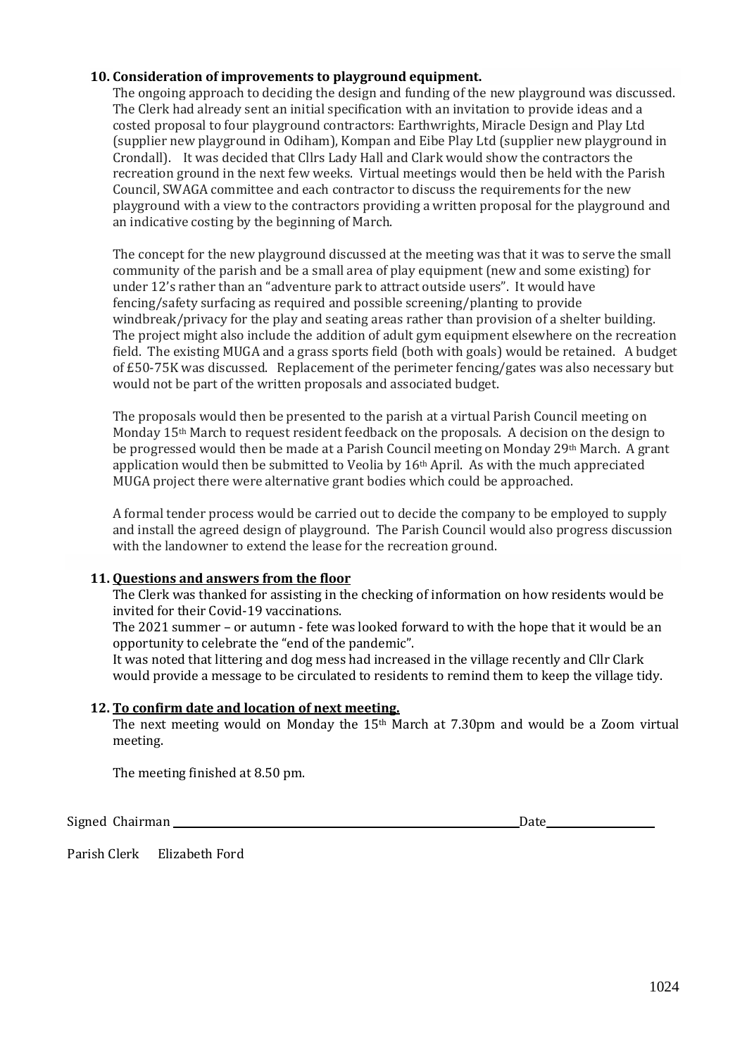**10. Consideration of improvements to playground equipment.**

The ongoing approach to deciding the design and funding of the new playground was discussed. The Clerk had already sent an initial specification with an invitation to provide ideas and a costed proposal to four playground contractors: Earthwrights, Miracle Design and Play Ltd (supplier new playground in Odiham), Kompan and Eibe Play Ltd (supplier new playground in Crondall). It was decided that Cllrs Lady Hall and Clark would show the contractors the recreation ground in the next few weeks. Virtual meetings would then be held with the Parish Council, SWAGA committee and each contractor to discuss the requirements for the new playground with a view to the contractors providing a written proposal for the playground and an indicative costing by the beginning of March.

The concept for the new playground discussed at the meeting was that it was to serve the small community of the parish and be a small area of play equipment (new and some existing) for under 12's rather than an "adventure park to attract outside users". It would have fencing/safety surfacing as required and possible screening/planting to provide windbreak/privacy for the play and seating areas rather than provision of a shelter building. The project might also include the addition of adult gym equipment elsewhere on the recreation field. The existing MUGA and a grass sports field (both with goals) would be retained. A budget of £50-75K was discussed. Replacement of the perimeter fencing/gates was also necessary but would not be part of the written proposals and associated budget.

The proposals would then be presented to the parish at a virtual Parish Council meeting on Monday 15th March to request resident feedback on the proposals. A decision on the design to be progressed would then be made at a Parish Council meeting on Monday 29th March. A grant application would then be submitted to Veolia by 16th April. As with the much appreciated MUGA project there were alternative grant bodies which could be approached.

A formal tender process would be carried out to decide the company to be employed to supply and install the agreed design of playground. The Parish Council would also progress discussion with the landowner to extend the lease for the recreation ground.

**11. Questions and answers from the floor**

The Clerk was thanked for assisting in the checking of information on how residents would be invited for their Covid-19 vaccinations.

The 2021 summer – or autumn - fete was looked forward to with the hope that it would be an opportunity to celebrate the "end of the pandemic".

It was noted that littering and dog mess had increased in the village recently and Cllr Clark would provide a message to be circulated to residents to remind them to keep the village tidy.

**12. To confirm date and location of next meeting.**

The next meeting would on Monday the 15th March at 7.30pm and would be a Zoom virtual meeting.

The meeting finished at 8.50 pm.

Signed Chairman \_\_\_\_\_\_\_\_\_\_\_\_\_\_\_\_\_\_\_\_\_\_\_\_\_\_\_\_ Date \_\_\_\_\_\_\_\_\_\_\_\_

Parish Clerk Elizabeth Ford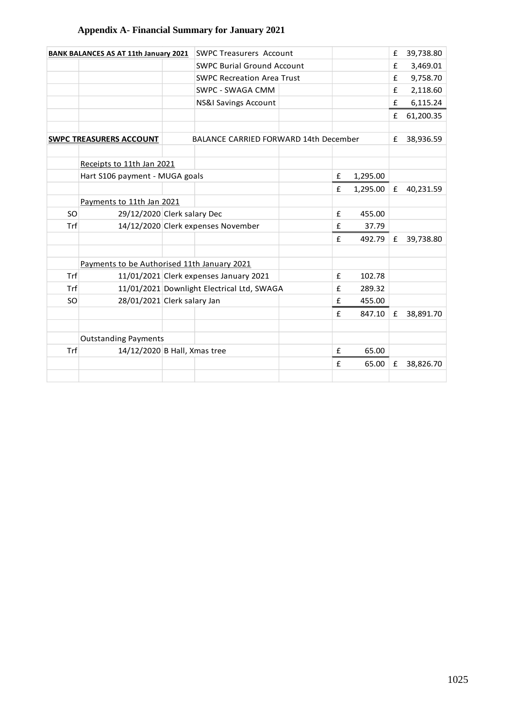## Appendix A- Financial Summary for January 2021

| | | | | | | |
|---|---|---|---|---|---|---|
| **BANK BALANCES AS AT 11th January 2021** | | | SWPC Treasurers Account | | | £ 39,738.80 |
| | | | SWPC Burial Ground Account | | | £ 3,469.01 |
| | | | SWPC Recreation Area Trust | | | £ 9,758.70 |
| | | | SWPC - SWAGA CMM | | | £ 2,118.60 |
| | | | NS&I Savings Account | | | £ 6,115.24 |
| | | | | | | £ 61,200.35 |
| | | | | | | |
| **SWPC TREASURERS ACCOUNT** | | | BALANCE CARRIED FORWARD 14th December | | | £ 38,936.59 |
| | | | | | | |
| | Receipts to 11th Jan 2021 | | | | | |
| | Hart S106 payment - MUGA goals | | | | £ 1,295.00 | |
| | | | | | £ 1,295.00 | £ 40,231.59 |
| | Payments to 11th Jan 2021 | | | | | |
| SO | | 29/12/2020 | Clerk salary Dec | | £ 455.00 | |
| Trf | | 14/12/2020 | Clerk expenses November | | £ 37.79 | |
| | | | | | £ 492.79 | £ 39,738.80 |
| | | | | | | |
| | Payments to be Authorised 11th January 2021 | | | | | |
| Trf | | 11/01/2021 | Clerk expenses January 2021 | | £ 102.78 | |
| Trf | | 11/01/2021 | Downlight Electrical Ltd, SWAGA | | £ 289.32 | |
| SO | | 28/01/2021 | Clerk salary Jan | | £ 455.00 | |
| | | | | | £ 847.10 | £ 38,891.70 |
| | | | | | | |
| | Outstanding Payments | | | | | |
| Trf | | 14/12/2020 | B Hall, Xmas tree | | £ 65.00 | |
| | | | | | £ 65.00 | £ 38,826.70 |